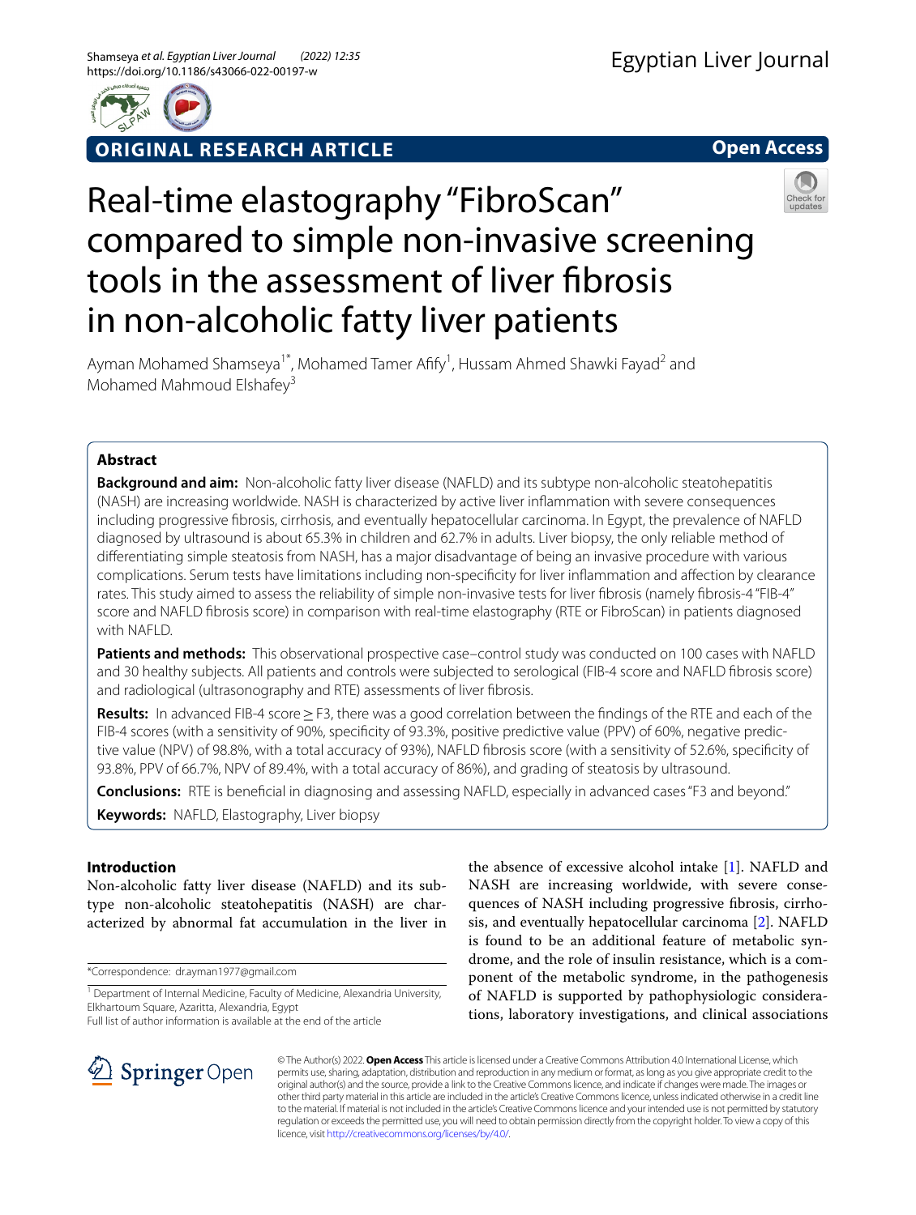ORIGINAL RESEARCH ARTICLE

Open Access

# Real-time elastography "FibroScan" compared to simple non-invasive screening tools in the assessment of liver fibrosis in non-alcoholic fatty liver patients

Ayman Mohamed Shamseya[1*], Mohamed Tamer Afify[1], Hussam Ahmed Shawki Fayad[2] and Mohamed Mahmoud Elshafey[3]

## Abstract

**Background and aim:** Non-alcoholic fatty liver disease (NAFLD) and its subtype non-alcoholic steatohepatitis (NASH) are increasing worldwide. NASH is characterized by active liver inflammation with severe consequences including progressive fibrosis, cirrhosis, and eventually hepatocellular carcinoma. In Egypt, the prevalence of NAFLD diagnosed by ultrasound is about 65.3% in children and 62.7% in adults. Liver biopsy, the only reliable method of differentiating simple steatosis from NASH, has a major disadvantage of being an invasive procedure with various complications. Serum tests have limitations including non-specificity for liver inflammation and affection by clearance rates. This study aimed to assess the reliability of simple non-invasive tests for liver fibrosis (namely fibrosis-4 "FIB-4" score and NAFLD fibrosis score) in comparison with real-time elastography (RTE or FibroScan) in patients diagnosed with NAFLD.

**Patients and methods:** This observational prospective case–control study was conducted on 100 cases with NAFLD and 30 healthy subjects. All patients and controls were subjected to serological (FIB-4 score and NAFLD fibrosis score) and radiological (ultrasonography and RTE) assessments of liver fibrosis.

**Results:** In advanced FIB-4 score ≥ F3, there was a good correlation between the findings of the RTE and each of the FIB-4 scores (with a sensitivity of 90%, specificity of 93.3%, positive predictive value (PPV) of 60%, negative predictive value (NPV) of 98.8%, with a total accuracy of 93%), NAFLD fibrosis score (with a sensitivity of 52.6%, specificity of 93.8%, PPV of 66.7%, NPV of 89.4%, with a total accuracy of 86%), and grading of steatosis by ultrasound.

**Conclusions:** RTE is beneficial in diagnosing and assessing NAFLD, especially in advanced cases "F3 and beyond."

**Keywords:** NAFLD, Elastography, Liver biopsy

## Introduction

Non-alcoholic fatty liver disease (NAFLD) and its subtype non-alcoholic steatohepatitis (NASH) are characterized by abnormal fat accumulation in the liver in the absence of excessive alcohol intake [1]. NAFLD and NASH are increasing worldwide, with severe consequences of NASH including progressive fibrosis, cirrhosis, and eventually hepatocellular carcinoma [2]. NAFLD is found to be an additional feature of metabolic syndrome, and the role of insulin resistance, which is a component of the metabolic syndrome, in the pathogenesis of NAFLD is supported by pathophysiologic considerations, laboratory investigations, and clinical associations

*Correspondence: dr.ayman1977@gmail.com

[1] Department of Internal Medicine, Faculty of Medicine, Alexandria University, Elkhartoum Square, Azaritta, Alexandria, Egypt

Full list of author information is available at the end of the article

© The Author(s) 2022. **Open Access** This article is licensed under a Creative Commons Attribution 4.0 International License, which permits use, sharing, adaptation, distribution and reproduction in any medium or format, as long as you give appropriate credit to the original author(s) and the source, provide a link to the Creative Commons licence, and indicate if changes were made. The images or other third party material in this article are included in the article's Creative Commons licence, unless indicated otherwise in a credit line to the material. If material is not included in the article's Creative Commons licence and your intended use is not permitted by statutory regulation or exceeds the permitted use, you will need to obtain permission directly from the copyright holder. To view a copy of this licence, visit http://creativecommons.org/licenses/by/4.0/.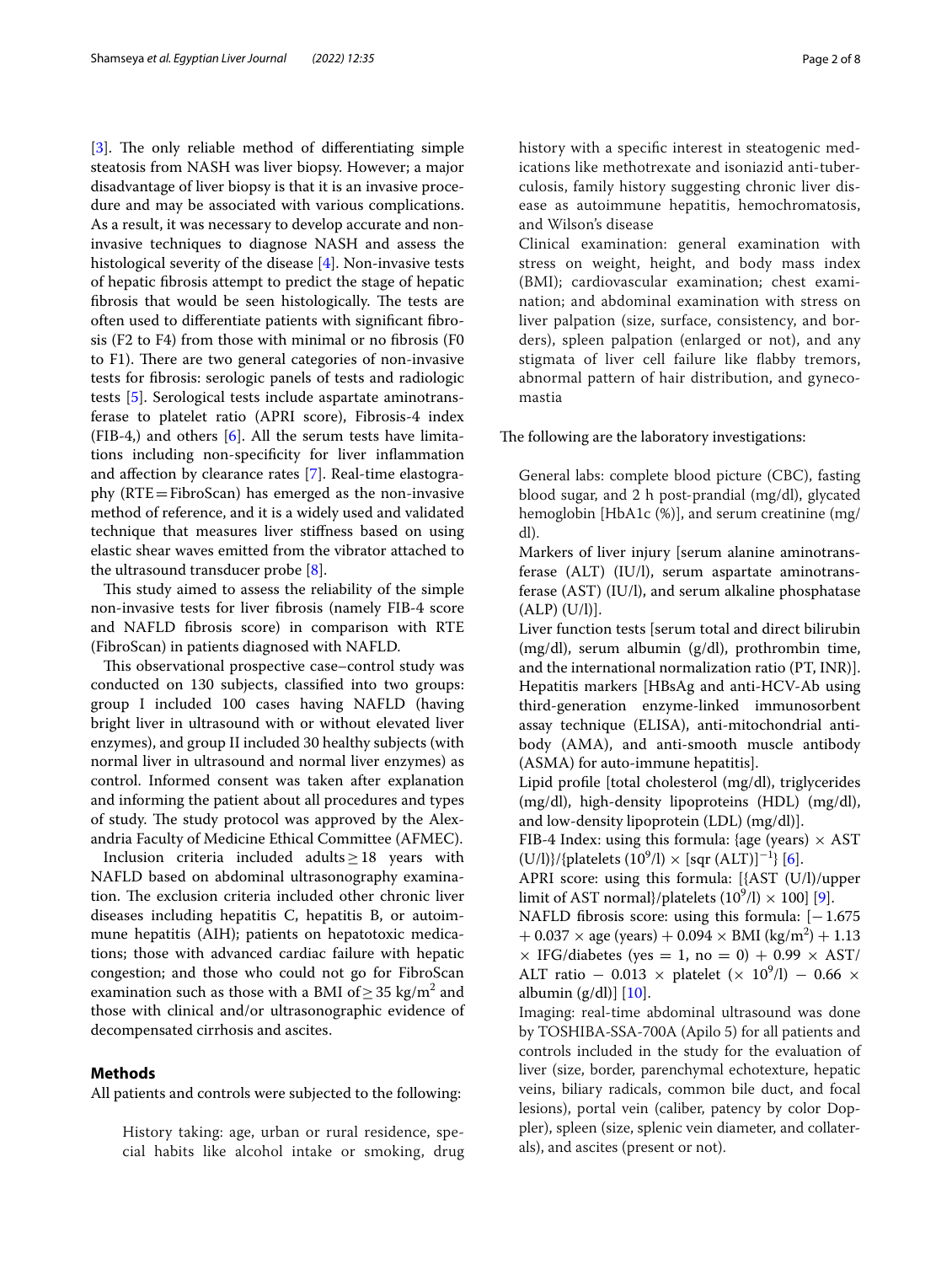[3]. The only reliable method of differentiating simple steatosis from NASH was liver biopsy. However; a major disadvantage of liver biopsy is that it is an invasive procedure and may be associated with various complications. As a result, it was necessary to develop accurate and non-invasive techniques to diagnose NASH and assess the histological severity of the disease [4]. Non-invasive tests of hepatic fibrosis attempt to predict the stage of hepatic fibrosis that would be seen histologically. The tests are often used to differentiate patients with significant fibrosis (F2 to F4) from those with minimal or no fibrosis (F0 to F1). There are two general categories of non-invasive tests for fibrosis: serologic panels of tests and radiologic tests [5]. Serological tests include aspartate aminotransferase to platelet ratio (APRI score), Fibrosis-4 index (FIB-4,) and others [6]. All the serum tests have limitations including non-specificity for liver inflammation and affection by clearance rates [7]. Real-time elastography (RTE = FibroScan) has emerged as the non-invasive method of reference, and it is a widely used and validated technique that measures liver stiffness based on using elastic shear waves emitted from the vibrator attached to the ultrasound transducer probe [8].

This study aimed to assess the reliability of the simple non-invasive tests for liver fibrosis (namely FIB-4 score and NAFLD fibrosis score) in comparison with RTE (FibroScan) in patients diagnosed with NAFLD.

This observational prospective case–control study was conducted on 130 subjects, classified into two groups: group I included 100 cases having NAFLD (having bright liver in ultrasound with or without elevated liver enzymes), and group II included 30 healthy subjects (with normal liver in ultrasound and normal liver enzymes) as control. Informed consent was taken after explanation and informing the patient about all procedures and types of study. The study protocol was approved by the Alexandria Faculty of Medicine Ethical Committee (AFMEC).

Inclusion criteria included adults ≥ 18 years with NAFLD based on abdominal ultrasonography examination. The exclusion criteria included other chronic liver diseases including hepatitis C, hepatitis B, or autoimmune hepatitis (AIH); patients on hepatotoxic medications; those with advanced cardiac failure with hepatic congestion; and those who could not go for FibroScan examination such as those with a BMI of ≥ 35 kg/$m^2$ and those with clinical and/or ultrasonographic evidence of decompensated cirrhosis and ascites.

## Methods

All patients and controls were subjected to the following:

History taking: age, urban or rural residence, special habits like alcohol intake or smoking, drug history with a specific interest in steatogenic medications like methotrexate and isoniazid anti-tuberculosis, family history suggesting chronic liver disease as autoimmune hepatitis, hemochromatosis, and Wilson's disease

Clinical examination: general examination with stress on weight, height, and body mass index (BMI); cardiovascular examination; chest examination; and abdominal examination with stress on liver palpation (size, surface, consistency, and borders), spleen palpation (enlarged or not), and any stigmata of liver cell failure like flabby tremors, abnormal pattern of hair distribution, and gynecomastia

The following are the laboratory investigations:

General labs: complete blood picture (CBC), fasting blood sugar, and 2 h post-prandial (mg/dl), glycated hemoglobin [HbA1c (%)], and serum creatinine (mg/dl).

Markers of liver injury [serum alanine aminotransferase (ALT) (IU/l), serum aspartate aminotransferase (AST) (IU/l), and serum alkaline phosphatase (ALP) (U/l)].

Liver function tests [serum total and direct bilirubin (mg/dl), serum albumin (g/dl), prothrombin time, and the international normalization ratio (PT, INR)].

Hepatitis markers [HBsAg and anti-HCV-Ab using third-generation enzyme-linked immunosorbent assay technique (ELISA), anti-mitochondrial antibody (AMA), and anti-smooth muscle antibody (ASMA) for auto-immune hepatitis].

Lipid profile [total cholesterol (mg/dl), triglycerides (mg/dl), high-density lipoproteins (HDL) (mg/dl), and low-density lipoprotein (LDL) (mg/dl)].

FIB-4 Index: using this formula: {age (years) × AST (U/l)}/{platelets ($10^9$/l) × [sqr (ALT)]$^{-1}$} [6].

APRI score: using this formula: [{AST (U/l)/upper limit of AST normal}/platelets ($10^9$/l) × 100] [9].

NAFLD fibrosis score: using this formula: [− 1.675 + 0.037 × age (years) + 0.094 × BMI (kg/$m^2$) + 1.13 × IFG/diabetes (yes = 1, no = 0) + 0.99 × AST/ALT ratio − 0.013 × platelet (× $10^9$/l) − 0.66 × albumin (g/dl)] [10].

Imaging: real-time abdominal ultrasound was done by TOSHIBA-SSA-700A (Apilo 5) for all patients and controls included in the study for the evaluation of liver (size, border, parenchymal echotexture, hepatic veins, biliary radicals, common bile duct, and focal lesions), portal vein (caliber, patency by color Doppler), spleen (size, splenic vein diameter, and collaterals), and ascites (present or not).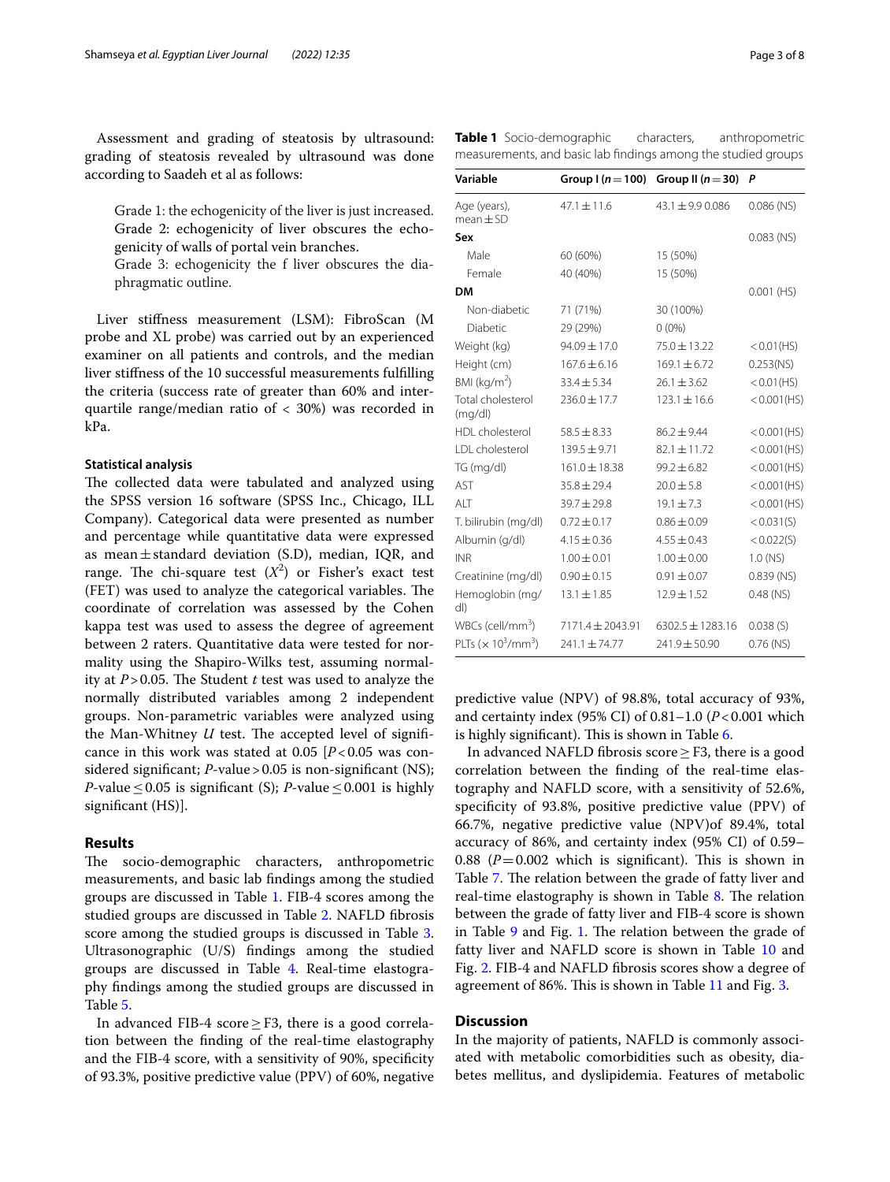Assessment and grading of steatosis by ultrasound: grading of steatosis revealed by ultrasound was done according to Saadeh et al as follows:

> Grade 1: the echogenicity of the liver is just increased.
> Grade 2: echogenicity of liver obscures the echogenicity of walls of portal vein branches.
> Grade 3: echogenicity the f liver obscures the diaphragmatic outline.

Liver stiffness measurement (LSM): FibroScan (M probe and XL probe) was carried out by an experienced examiner on all patients and controls, and the median liver stiffness of the 10 successful measurements fulfilling the criteria (success rate of greater than 60% and interquartile range/median ratio of < 30%) was recorded in kPa.

### Statistical analysis

The collected data were tabulated and analyzed using the SPSS version 16 software (SPSS Inc., Chicago, ILL Company). Categorical data were presented as number and percentage while quantitative data were expressed as mean ± standard deviation (S.D), median, IQR, and range. The chi-square test ($X^2$) or Fisher's exact test (FET) was used to analyze the categorical variables. The coordinate of correlation was assessed by the Cohen kappa test was used to assess the degree of agreement between 2 raters. Quantitative data were tested for normality using the Shapiro-Wilks test, assuming normality at $P > 0.05$. The Student *t* test was used to analyze the normally distributed variables among 2 independent groups. Non-parametric variables were analyzed using the Man-Whitney *U* test. The accepted level of significance in this work was stated at 0.05 [$P < 0.05$ was considered significant; *P*-value > 0.05 is non-significant (NS); *P*-value ≤ 0.05 is significant (S); *P*-value ≤ 0.001 is highly significant (HS)].

## Results

The socio-demographic characters, anthropometric measurements, and basic lab findings among the studied groups are discussed in Table 1. FIB-4 scores among the studied groups are discussed in Table 2. NAFLD fibrosis score among the studied groups is discussed in Table 3. Ultrasonographic (U/S) findings among the studied groups are discussed in Table 4. Real-time elastography findings among the studied groups are discussed in Table 5.

In advanced FIB-4 score ≥ F3, there is a good correlation between the finding of the real-time elastography and the FIB-4 score, with a sensitivity of 90%, specificity of 93.3%, positive predictive value (PPV) of 60%, negative predictive value (NPV) of 98.8%, total accuracy of 93%, and certainty index (95% CI) of 0.81–1.0 ($P < 0.001$ which is highly significant). This is shown in Table 6.

In advanced NAFLD fibrosis score ≥ F3, there is a good correlation between the finding of the real-time elastography and NAFLD score, with a sensitivity of 52.6%, specificity of 93.8%, positive predictive value (PPV) of 66.7%, negative predictive value (NPV)of 89.4%, total accuracy of 86%, and certainty index (95% CI) of 0.59–0.88 ($P = 0.002$ which is significant). This is shown in Table 7. The relation between the grade of fatty liver and real-time elastography is shown in Table 8. The relation between the grade of fatty liver and FIB-4 score is shown in Table 9 and Fig. 1. The relation between the grade of fatty liver and NAFLD score is shown in Table 10 and Fig. 2. FIB-4 and NAFLD fibrosis scores show a degree of agreement of 86%. This is shown in Table 11 and Fig. 3.

**Table 1** Socio-demographic characters, anthropometric measurements, and basic lab findings among the studied groups

| Variable | Group I (n = 100) | Group II (n = 30) | P |
|---|---|---|---|
| Age (years), mean ± SD | 47.1 ± 11.6 | 43.1 ± 9.9 0.086 | 0.086 (NS) |
| **Sex** | | | 0.083 (NS) |
| Male | 60 (60%) | 15 (50%) | |
| Female | 40 (40%) | 15 (50%) | |
| **DM** | | | 0.001 (HS) |
| Non-diabetic | 71 (71%) | 30 (100%) | |
| Diabetic | 29 (29%) | 0 (0%) | |
| Weight (kg) | 94.09 ± 17.0 | 75.0 ± 13.22 | < 0.01(HS) |
| Height (cm) | 167.6 ± 6.16 | 169.1 ± 6.72 | 0.253(NS) |
| BMI (kg/m$^2$) | 33.4 ± 5.34 | 26.1 ± 3.62 | < 0.01(HS) |
| Total cholesterol (mg/dl) | 236.0 ± 17.7 | 123.1 ± 16.6 | < 0.001(HS) |
| HDL cholesterol | 58.5 ± 8.33 | 86.2 ± 9.44 | < 0.001(HS) |
| LDL cholesterol | 139.5 ± 9.71 | 82.1 ± 11.72 | < 0.001(HS) |
| TG (mg/dl) | 161.0 ± 18.38 | 99.2 ± 6.82 | < 0.001(HS) |
| AST | 35.8 ± 29.4 | 20.0 ± 5.8 | < 0.001(HS) |
| ALT | 39.7 ± 29.8 | 19.1 ± 7.3 | < 0.001(HS) |
| T. bilirubin (mg/dl) | 0.72 ± 0.17 | 0.86 ± 0.09 | < 0.031(S) |
| Albumin (g/dl) | 4.15 ± 0.36 | 4.55 ± 0.43 | < 0.022(S) |
| INR | 1.00 ± 0.01 | 1.00 ± 0.00 | 1.0 (NS) |
| Creatinine (mg/dl) | 0.90 ± 0.15 | 0.91 ± 0.07 | 0.839 (NS) |
| Hemoglobin (mg/dl) | 13.1 ± 1.85 | 12.9 ± 1.52 | 0.48 (NS) |
| WBCs (cell/mm$^3$) | 7171.4 ± 2043.91 | 6302.5 ± 1283.16 | 0.038 (S) |
| PLTs (× 10$^3$/mm$^3$) | 241.1 ± 74.77 | 241.9 ± 50.90 | 0.76 (NS) |

## Discussion

In the majority of patients, NAFLD is commonly associated with metabolic comorbidities such as obesity, diabetes mellitus, and dyslipidemia. Features of metabolic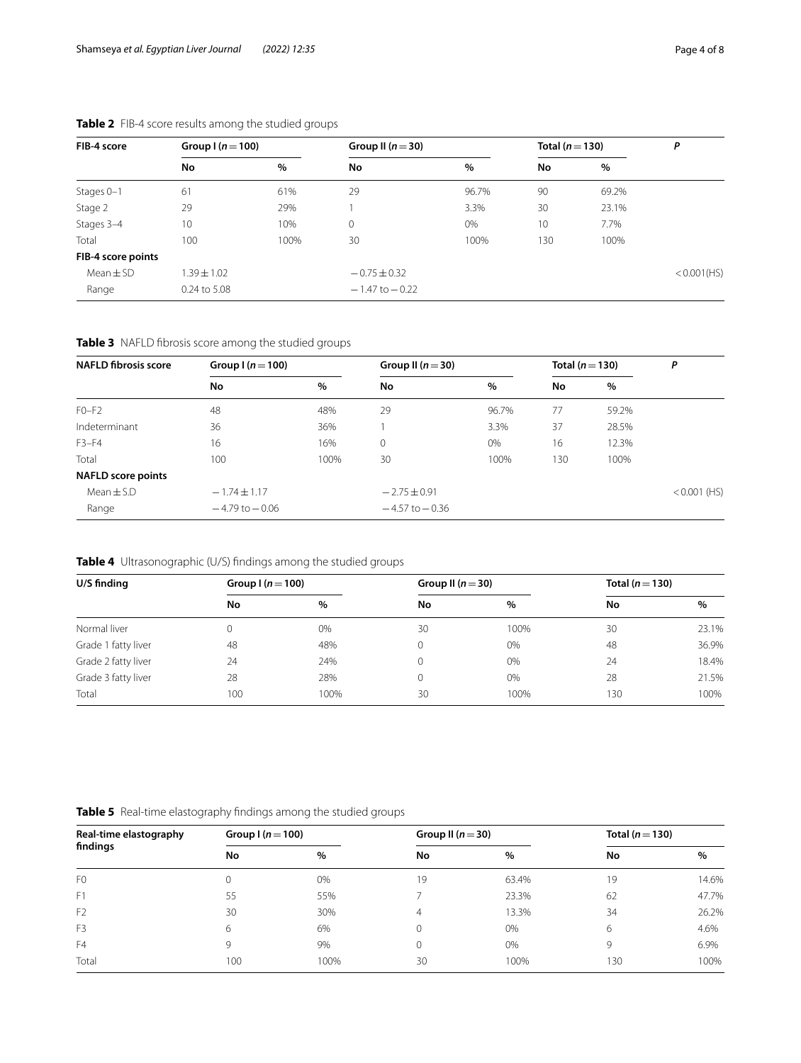**Table 2** FIB-4 score results among the studied groups

| FIB-4 score | Group I ($n = 100$) | | Group II ($n = 30$) | | Total ($n = 130$) | | P |
|---|---|---|---|---|---|---|---|
| | No | % | No | % | No | % | |
| Stages 0–1 | 61 | 61% | 29 | 96.7% | 90 | 69.2% | |
| Stage 2 | 29 | 29% | 1 | 3.3% | 30 | 23.1% | |
| Stages 3–4 | 10 | 10% | 0 | 0% | 10 | 7.7% | |
| Total | 100 | 100% | 30 | 100% | 130 | 100% | |
| **FIB-4 score points** | | | | | | | |
| Mean ± SD | 1.39 ± 1.02 | | −0.75 ± 0.32 | | | | < 0.001(HS) |
| Range | 0.24 to 5.08 | | −1.47 to −0.22 | | | | |

**Table 3** NAFLD fibrosis score among the studied groups

| NAFLD fibrosis score | Group I ($n = 100$) | | Group II ($n = 30$) | | Total ($n = 130$) | | P |
|---|---|---|---|---|---|---|---|
| | No | % | No | % | No | % | |
| F0–F2 | 48 | 48% | 29 | 96.7% | 77 | 59.2% | |
| Indeterminant | 36 | 36% | 1 | 3.3% | 37 | 28.5% | |
| F3–F4 | 16 | 16% | 0 | 0% | 16 | 12.3% | |
| Total | 100 | 100% | 30 | 100% | 130 | 100% | |
| **NAFLD score points** | | | | | | | |
| Mean ± S.D | −1.74 ± 1.17 | | −2.75 ± 0.91 | | | | < 0.001 (HS) |
| Range | −4.79 to −0.06 | | −4.57 to −0.36 | | | | |

**Table 4** Ultrasonographic (U/S) findings among the studied groups

| U/S finding | Group I ($n = 100$) | | Group II ($n = 30$) | | Total ($n = 130$) | |
|---|---|---|---|---|---|---|
| | No | % | No | % | No | % |
| Normal liver | 0 | 0% | 30 | 100% | 30 | 23.1% |
| Grade 1 fatty liver | 48 | 48% | 0 | 0% | 48 | 36.9% |
| Grade 2 fatty liver | 24 | 24% | 0 | 0% | 24 | 18.4% |
| Grade 3 fatty liver | 28 | 28% | 0 | 0% | 28 | 21.5% |
| Total | 100 | 100% | 30 | 100% | 130 | 100% |

**Table 5** Real-time elastography findings among the studied groups

| Real-time elastography findings | Group I ($n = 100$) | | Group II ($n = 30$) | | Total ($n = 130$) | |
|---|---|---|---|---|---|---|
| | No | % | No | % | No | % |
| F0 | 0 | 0% | 19 | 63.4% | 19 | 14.6% |
| F1 | 55 | 55% | 7 | 23.3% | 62 | 47.7% |
| F2 | 30 | 30% | 4 | 13.3% | 34 | 26.2% |
| F3 | 6 | 6% | 0 | 0% | 6 | 4.6% |
| F4 | 9 | 9% | 0 | 0% | 9 | 6.9% |
| Total | 100 | 100% | 30 | 100% | 130 | 100% |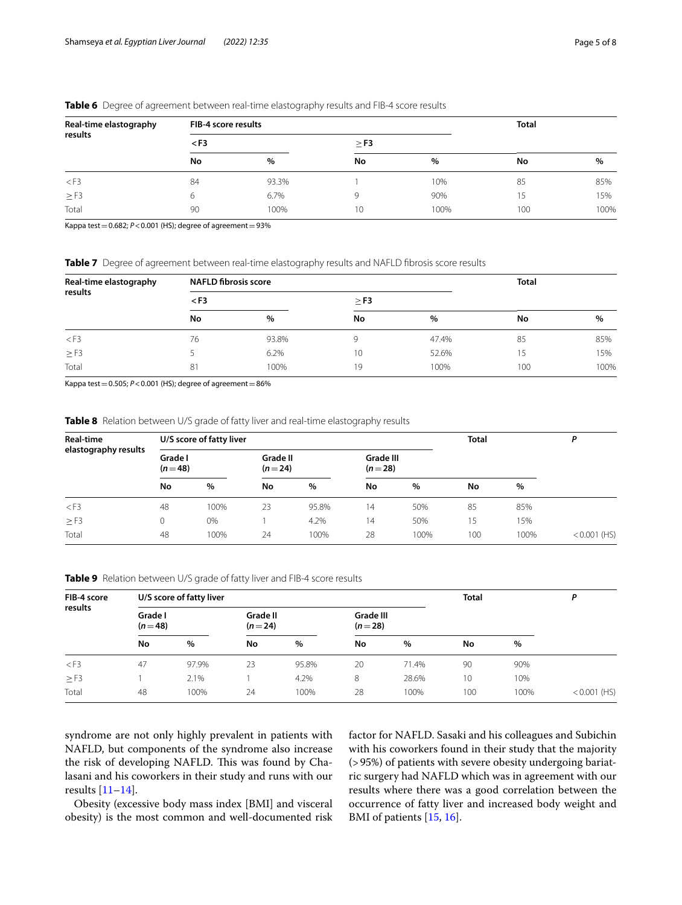**Table 6** Degree of agreement between real-time elastography results and FIB-4 score results

| Real-time elastography results | FIB-4 score results | | | | Total | |
|---|---|---|---|---|---|---|
| | <F3 | | ≥F3 | | | |
| | No | % | No | % | No | % |
| <F3 | 84 | 93.3% | 1 | 10% | 85 | 85% |
| ≥F3 | 6 | 6.7% | 9 | 90% | 15 | 15% |
| Total | 90 | 100% | 10 | 100% | 100 | 100% |

Kappa test = 0.682; $P < 0.001$ (HS); degree of agreement = 93%

**Table 7** Degree of agreement between real-time elastography results and NAFLD fibrosis score results

| Real-time elastography results | NAFLD fibrosis score | | | | Total | |
|---|---|---|---|---|---|---|
| | <F3 | | ≥F3 | | | |
| | No | % | No | % | No | % |
| <F3 | 76 | 93.8% | 9 | 47.4% | 85 | 85% |
| ≥F3 | 5 | 6.2% | 10 | 52.6% | 15 | 15% |
| Total | 81 | 100% | 19 | 100% | 100 | 100% |

Kappa test = 0.505; $P < 0.001$ (HS); degree of agreement = 86%

**Table 8** Relation between U/S grade of fatty liver and real-time elastography results

| Real-time elastography results | U/S score of fatty liver | | | | | | Total | | P |
|---|---|---|---|---|---|---|---|---|---|
| | Grade I (n = 48) | | Grade II (n = 24) | | Grade III (n = 28) | | | | |
| | No | % | No | % | No | % | No | % | |
| <F3 | 48 | 100% | 23 | 95.8% | 14 | 50% | 85 | 85% | |
| ≥F3 | 0 | 0% | 1 | 4.2% | 14 | 50% | 15 | 15% | |
| Total | 48 | 100% | 24 | 100% | 28 | 100% | 100 | 100% | <0.001 (HS) |

**Table 9** Relation between U/S grade of fatty liver and FIB-4 score results

| FIB-4 score results | U/S score of fatty liver | | | | | | Total | | P |
|---|---|---|---|---|---|---|---|---|---|
| | Grade I (n = 48) | | Grade II (n = 24) | | Grade III (n = 28) | | | | |
| | No | % | No | % | No | % | No | % | |
| <F3 | 47 | 97.9% | 23 | 95.8% | 20 | 71.4% | 90 | 90% | |
| ≥F3 | 1 | 2.1% | 1 | 4.2% | 8 | 28.6% | 10 | 10% | |
| Total | 48 | 100% | 24 | 100% | 28 | 100% | 100 | 100% | <0.001 (HS) |

syndrome are not only highly prevalent in patients with NAFLD, but components of the syndrome also increase the risk of developing NAFLD. This was found by Chalasani and his coworkers in their study and runs with our results [11–14].

Obesity (excessive body mass index [BMI] and visceral obesity) is the most common and well-documented risk factor for NAFLD. Sasaki and his colleagues and Subichin with his coworkers found in their study that the majority (>95%) of patients with severe obesity undergoing bariatric surgery had NAFLD which was in agreement with our results where there was a good correlation between the occurrence of fatty liver and increased body weight and BMI of patients [15, 16].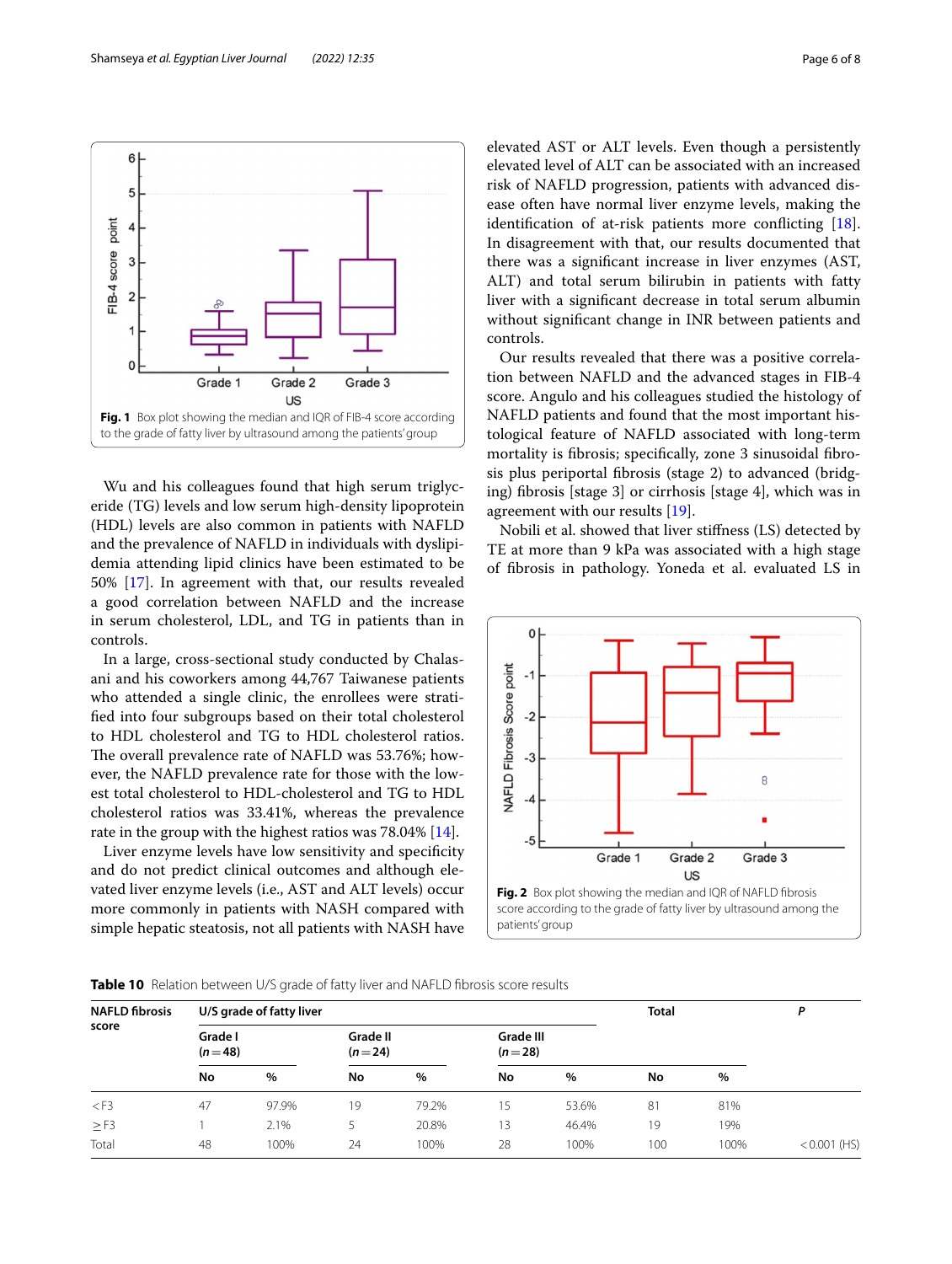Fig. 1 Box plot showing the median and IQR of FIB-4 score according to the grade of fatty liver by ultrasound among the patients' group

Wu and his colleagues found that high serum triglyceride (TG) levels and low serum high-density lipoprotein (HDL) levels are also common in patients with NAFLD and the prevalence of NAFLD in individuals with dyslipidemia attending lipid clinics have been estimated to be 50% [17]. In agreement with that, our results revealed a good correlation between NAFLD and the increase in serum cholesterol, LDL, and TG in patients than in controls.

In a large, cross-sectional study conducted by Chalasani and his coworkers among 44,767 Taiwanese patients who attended a single clinic, the enrollees were stratified into four subgroups based on their total cholesterol to HDL cholesterol and TG to HDL cholesterol ratios. The overall prevalence rate of NAFLD was 53.76%; however, the NAFLD prevalence rate for those with the lowest total cholesterol to HDL-cholesterol and TG to HDL cholesterol ratios was 33.41%, whereas the prevalence rate in the group with the highest ratios was 78.04% [14].

Liver enzyme levels have low sensitivity and specificity and do not predict clinical outcomes and although elevated liver enzyme levels (i.e., AST and ALT levels) occur more commonly in patients with NASH compared with simple hepatic steatosis, not all patients with NASH have elevated AST or ALT levels. Even though a persistently elevated level of ALT can be associated with an increased risk of NAFLD progression, patients with advanced disease often have normal liver enzyme levels, making the identification of at-risk patients more conflicting [18]. In disagreement with that, our results documented that there was a significant increase in liver enzymes (AST, ALT) and total serum bilirubin in patients with fatty liver with a significant decrease in total serum albumin without significant change in INR between patients and controls.

Our results revealed that there was a positive correlation between NAFLD and the advanced stages in FIB-4 score. Angulo and his colleagues studied the histology of NAFLD patients and found that the most important histological feature of NAFLD associated with long-term mortality is fibrosis; specifically, zone 3 sinusoidal fibrosis plus periportal fibrosis (stage 2) to advanced (bridging) fibrosis [stage 3] or cirrhosis [stage 4], which was in agreement with our results [19].

Nobili et al. showed that liver stiffness (LS) detected by TE at more than 9 kPa was associated with a high stage of fibrosis in pathology. Yoneda et al. evaluated LS in

Fig. 2 Box plot showing the median and IQR of NAFLD fibrosis score according to the grade of fatty liver by ultrasound among the patients' group

**Table 10** Relation between U/S grade of fatty liver and NAFLD fibrosis score results

| NAFLD fibrosis score | U/S grade of fatty liver | | | | | | Total | | P |
|---|---|---|---|---|---|---|---|---|---|
| | Grade I (n = 48) | | Grade II (n = 24) | | Grade III (n = 28) | | | | |
| | No | % | No | % | No | % | No | % | |
| < F3 | 47 | 97.9% | 19 | 79.2% | 15 | 53.6% | 81 | 81% | |
| ≥ F3 | 1 | 2.1% | 5 | 20.8% | 13 | 46.4% | 19 | 19% | |
| Total | 48 | 100% | 24 | 100% | 28 | 100% | 100 | 100% | < 0.001 (HS) |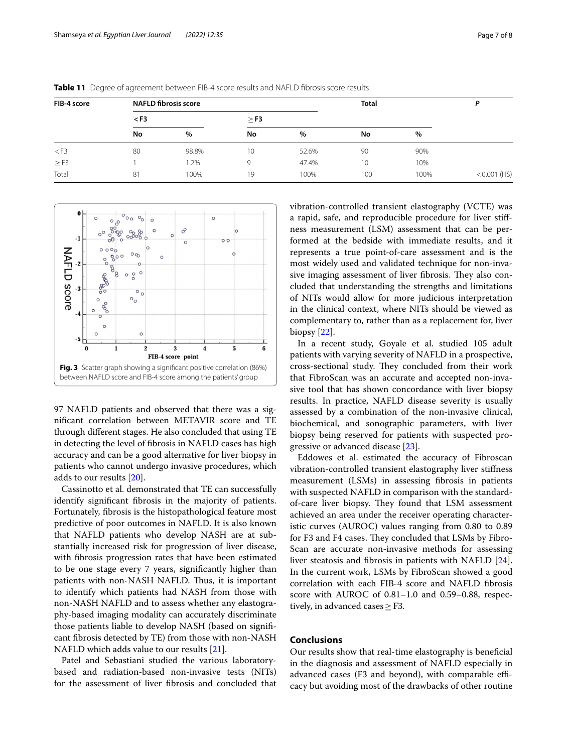**Table 11** Degree of agreement between FIB-4 score results and NAFLD fibrosis score results

| FIB-4 score | NAFLD fibrosis score | | | | Total | | P |
|---|---|---|---|---|---|---|---|
| | < F3 | | ≥ F3 | | | | |
| | No | % | No | % | No | % | |
| < F3 | 80 | 98.8% | 10 | 52.6% | 90 | 90% | |
| ≥ F3 | 1 | 1.2% | 9 | 47.4% | 10 | 10% | |
| Total | 81 | 100% | 19 | 100% | 100 | 100% | < 0.001 (HS) |

**Fig. 3** Scatter graph showing a significant positive correlation (86%) between NAFLD score and FIB-4 score among the patients' group

97 NAFLD patients and observed that there was a significant correlation between METAVIR score and TE through different stages. He also concluded that using TE in detecting the level of fibrosis in NAFLD cases has high accuracy and can be a good alternative for liver biopsy in patients who cannot undergo invasive procedures, which adds to our results [20].

Cassinotto et al. demonstrated that TE can successfully identify significant fibrosis in the majority of patients. Fortunately, fibrosis is the histopathological feature most predictive of poor outcomes in NAFLD. It is also known that NAFLD patients who develop NASH are at substantially increased risk for progression of liver disease, with fibrosis progression rates that have been estimated to be one stage every 7 years, significantly higher than patients with non-NASH NAFLD. Thus, it is important to identify which patients had NASH from those with non-NASH NAFLD and to assess whether any elastography-based imaging modality can accurately discriminate those patients liable to develop NASH (based on significant fibrosis detected by TE) from those with non-NASH NAFLD which adds value to our results [21].

Patel and Sebastiani studied the various laboratory-based and radiation-based non-invasive tests (NITs) for the assessment of liver fibrosis and concluded that vibration-controlled transient elastography (VCTE) was a rapid, safe, and reproducible procedure for liver stiffness measurement (LSM) assessment that can be performed at the bedside with immediate results, and it represents a true point-of-care assessment and is the most widely used and validated technique for non-invasive imaging assessment of liver fibrosis. They also concluded that understanding the strengths and limitations of NITs would allow for more judicious interpretation in the clinical context, where NITs should be viewed as complementary to, rather than as a replacement for, liver biopsy [22].

In a recent study, Goyale et al. studied 105 adult patients with varying severity of NAFLD in a prospective, cross-sectional study. They concluded from their work that FibroScan was an accurate and accepted non-invasive tool that has shown concordance with liver biopsy results. In practice, NAFLD disease severity is usually assessed by a combination of the non-invasive clinical, biochemical, and sonographic parameters, with liver biopsy being reserved for patients with suspected progressive or advanced disease [23].

Eddowes et al. estimated the accuracy of Fibroscan vibration-controlled transient elastography liver stiffness measurements (LSMs) in assessing fibrosis in patients with suspected NAFLD in comparison with the standard-of-care liver biopsy. They found that LSM assessment achieved an area under the receiver operating characteristic curves (AUROC) values ranging from 0.80 to 0.89 for F3 and F4 cases. They concluded that LSMs by FibroScan are accurate non-invasive methods for assessing liver steatosis and fibrosis in patients with NAFLD [24]. In the current work, LSMs by FibroScan showed a good correlation with each FIB-4 score and NAFLD fibrosis score with AUROC of 0.81–1.0 and 0.59–0.88, respectively, in advanced cases ≥ F3.

## Conclusions

Our results show that real-time elastography is beneficial in the diagnosis and assessment of NAFLD especially in advanced cases (F3 and beyond), with comparable efficacy but avoiding most of the drawbacks of other routine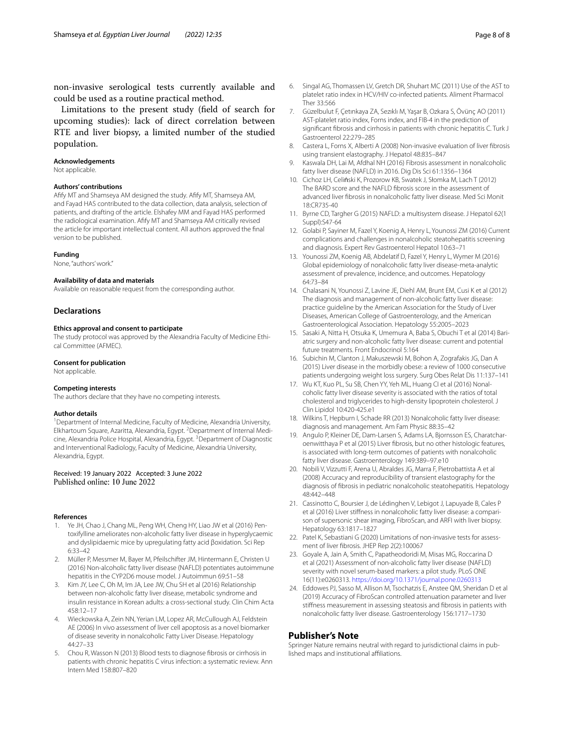non-invasive serological tests currently available and could be used as a routine practical method.

Limitations to the present study (field of search for upcoming studies): lack of direct correlation between RTE and liver biopsy, a limited number of the studied population.

### Acknowledgements
Not applicable.

### Authors' contributions
Afify MT and Shamseya AM designed the study. Afify MT, Shamseya AM, and Fayad HAS contributed to the data collection, data analysis, selection of patients, and drafting of the article. Elshafey MM and Fayad HAS performed the radiological examination. Afify MT and Shamseya AM critically revised the article for important intellectual content. All authors approved the final version to be published.

### Funding
None, "authors' work."

### Availability of data and materials
Available on reasonable request from the corresponding author.

## Declarations

### Ethics approval and consent to participate
The study protocol was approved by the Alexandria Faculty of Medicine Ethical Committee (AFMEC).

### Consent for publication
Not applicable.

### Competing interests
The authors declare that they have no competing interests.

### Author details
[1]Department of Internal Medicine, Faculty of Medicine, Alexandria University, Elkhartoum Square, Azaritta, Alexandria, Egypt. [2]Department of Internal Medicine, Alexandria Police Hospital, Alexandria, Egypt. [3]Department of Diagnostic and Interventional Radiology, Faculty of Medicine, Alexandria University, Alexandria, Egypt.

Received: 19 January 2022 Accepted: 3 June 2022
Published online: 10 June 2022

### References
1. Ye JH, Chao J, Chang ML, Peng WH, Cheng HY, Liao JW et al (2016) Pentoxifylline ameliorates non-alcoholic fatty liver disease in hyperglycaemic and dyslipidaemic mice by upregulating fatty acid βoxidation. Sci Rep 6:33–42
2. Müller P, Messmer M, Bayer M, Pfeilschifter JM, Hintermann E, Christen U (2016) Non-alcoholic fatty liver disease (NAFLD) potentiates autoimmune hepatitis in the CYP2D6 mouse model. J Autoimmun 69:51–58
3. Kim JY, Lee C, Oh M, Im JA, Lee JW, Chu SH et al (2016) Relationship between non-alcoholic fatty liver disease, metabolic syndrome and insulin resistance in Korean adults: a cross-sectional study. Clin Chim Acta 458:12–17
4. Wieckowska A, Zein NN, Yerian LM, Lopez AR, McCullough AJ, Feldstein AE (2006) In vivo assessment of liver cell apoptosis as a novel biomarker of disease severity in nonalcoholic Fatty Liver Disease. Hepatology 44:27–33
5. Chou R, Wasson N (2013) Blood tests to diagnose fibrosis or cirrhosis in patients with chronic hepatitis C virus infection: a systematic review. Ann Intern Med 158:807–820
6. Singal AG, Thomassen LV, Gretch DR, Shuhart MC (2011) Use of the AST to platelet ratio index in HCV/HIV co-infected patients. Aliment Pharmacol Ther 33:566
7. Güzelbulut F, Çetınkaya ZA, Sezıklı M, Yaşar B, Ozkara S, Övünç AO (2011) AST-platelet ratio index, Forns index, and FIB-4 in the prediction of significant fibrosis and cirrhosis in patients with chronic hepatitis C. Turk J Gastroenterol 22:279–285
8. Castera L, Forns X, Alberti A (2008) Non-invasive evaluation of liver fibrosis using transient elastography. J Hepatol 48:835–847
9. Kaswala DH, Lai M, Afdhal NH (2016) Fibrosis assessment in nonalcoholic fatty liver disease (NAFLD) in 2016. Dig Dis Sci 61:1356–1364
10. Cichoz LH, Celiṅski K, Prozorow KB, Swatek J, Słomka M, Lach T (2012) The BARD score and the NAFLD fibrosis score in the assessment of advanced liver fibrosis in nonalcoholic fatty liver disease. Med Sci Monit 18:CR735-40
11. Byrne CD, Targher G (2015) NAFLD: a multisystem disease. J Hepatol 62(1 Suppl):S47-64
12. Golabi P, Sayiner M, Fazel Y, Koenig A, Henry L, Younossi ZM (2016) Current complications and challenges in nonalcoholic steatohepatitis screening and diagnosis. Expert Rev Gastroenterol Hepatol 10:63–71
13. Younossi ZM, Koenig AB, Abdelatif D, Fazel Y, Henry L, Wymer M (2016) Global epidemiology of nonalcoholic fatty liver disease-meta-analytic assessment of prevalence, incidence, and outcomes. Hepatology 64:73–84
14. Chalasani N, Younossi Z, Lavine JE, Diehl AM, Brunt EM, Cusi K et al (2012) The diagnosis and management of non-alcoholic fatty liver disease: practice guideline by the American Association for the Study of Liver Diseases, American College of Gastroenterology, and the American Gastroenterological Association. Hepatology 55:2005–2023
15. Sasaki A, Nitta H, Otsuka K, Umemura A, Baba S, Obuchi T et al (2014) Bariatric surgery and non-alcoholic fatty liver disease: current and potential future treatments. Front Endocrinol 5:164
16. Subichin M, Clanton J, Makuszewski M, Bohon A, Zografakis JG, Dan A (2015) Liver disease in the morbidly obese: a review of 1000 consecutive patients undergoing weight loss surgery. Surg Obes Relat Dis 11:137–141
17. Wu KT, Kuo PL, Su SB, Chen YY, Yeh ML, Huang CI et al (2016) Nonalcoholic fatty liver disease severity is associated with the ratios of total cholesterol and triglycerides to high-density lipoprotein cholesterol. J Clin Lipidol 10:420-425.e1
18. Wilkins T, Hepburn I, Schade RR (2013) Nonalcoholic fatty liver disease: diagnosis and management. Am Fam Physic 88:35–42
19. Angulo P, Kleiner DE, Dam-Larsen S, Adams LA, Bjornsson ES, Charatcharoenwitthaya P et al (2015) Liver fibrosis, but no other histologic features, is associated with long-term outcomes of patients with nonalcoholic fatty liver disease. Gastroenterology 149:389–97.e10
20. Nobili V, Vizzutti F, Arena U, Abraldes JG, Marra F, Pietrobattista A et al (2008) Accuracy and reproducibility of transient elastography for the diagnosis of fibrosis in pediatric nonalcoholic steatohepatitis. Hepatology 48:442–448
21. Cassinotto C, Boursier J, de Lédinghen V, Lebigot J, Lapuyade B, Cales P et al (2016) Liver stiffness in nonalcoholic fatty liver disease: a comparison of supersonic shear imaging, FibroScan, and ARFI with liver biopsy. Hepatology 63:1817–1827
22. Patel K, Sebastiani G (2020) Limitations of non-invasive tests for assessment of liver fibrosis. JHEP Rep 2(2):100067
23. Goyale A, Jain A, Smith C, Papatheodoridi M, Misas MG, Roccarina D et al (2021) Assessment of non-alcoholic fatty liver disease (NAFLD) severity with novel serum-based markers: a pilot study. PLoS ONE 16(11):e0260313. https://doi.org/10.1371/journal.pone.0260313
24. Eddowes PJ, Sasso M, Allison M, Tsochatzis E, Anstee QM, Sheridan D et al (2019) Accuracy of FibroScan controlled attenuation parameter and liver stiffness measurement in assessing steatosis and fibrosis in patients with nonalcoholic fatty liver disease. Gastroenterology 156:1717–1730

## Publisher's Note
Springer Nature remains neutral with regard to jurisdictional claims in published maps and institutional affiliations.